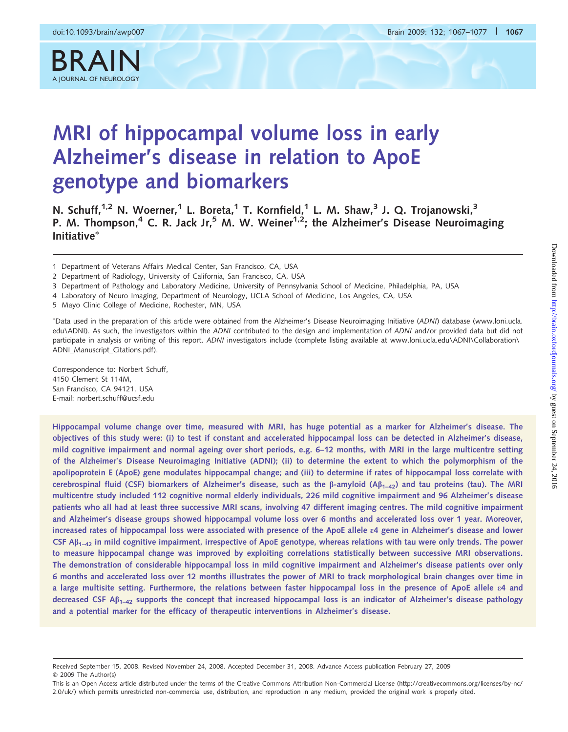BRAIN

A JOURNAL OF NEUROLOGY

# MRI of hippocampal volume loss in early Alzheimer's disease in relation to ApoE genotype and biomarkers

N. Schuff,[1,2] N. Woerner,[1] L. Boreta,[1] T. Kornfield,[1] L. M. Shaw,[3] J. Q. Trojanowski,[3] P. M. Thompson,[4] C. R. Jack Jr,[5] M. W. Weiner[1,2]; the Alzheimer's Disease Neuroimaging Initiative*

1 Department of Veterans Affairs Medical Center, San Francisco, CA, USA

2 Department of Radiology, University of California, San Francisco, CA, USA

3 Department of Pathology and Laboratory Medicine, University of Pennsylvania School of Medicine, Philadelphia, PA, USA

4 Laboratory of Neuro Imaging, Department of Neurology, UCLA School of Medicine, Los Angeles, CA, USA

5 Mayo Clinic College of Medicine, Rochester, MN, USA

*Data used in the preparation of this article were obtained from the Alzheimer's Disease Neuroimaging Initiative (*ADNI*) database (www.loni.ucla.edu\ADNI). As such, the investigators within the *ADNI* contributed to the design and implementation of *ADNI* and/or provided data but did not participate in analysis or writing of this report. *ADNI* investigators include (complete listing available at www.loni.ucla.edu\ADNI\Collaboration\ADNI_Manuscript_Citations.pdf).

Correspondence to: Norbert Schuff,
4150 Clement St 114M,
San Francisco, CA 94121, USA
E-mail: norbert.schuff@ucsf.edu

**Hippocampal volume change over time, measured with MRI, has huge potential as a marker for Alzheimer's disease. The objectives of this study were: (i) to test if constant and accelerated hippocampal loss can be detected in Alzheimer's disease, mild cognitive impairment and normal ageing over short periods, e.g. 6–12 months, with MRI in the large multicentre setting of the Alzheimer's Disease Neuroimaging Initiative (ADNI); (ii) to determine the extent to which the polymorphism of the apolipoprotein E (ApoE) gene modulates hippocampal change; and (iii) to determine if rates of hippocampal loss correlate with cerebrospinal fluid (CSF) biomarkers of Alzheimer's disease, such as the β-amyloid ($A\beta_{1-42}$) and tau proteins (tau). The MRI multicentre study included 112 cognitive normal elderly individuals, 226 mild cognitive impairment and 96 Alzheimer's disease patients who all had at least three successive MRI scans, involving 47 different imaging centres. The mild cognitive impairment and Alzheimer's disease groups showed hippocampal volume loss over 6 months and accelerated loss over 1 year. Moreover, increased rates of hippocampal loss were associated with presence of the ApoE allele ε4 gene in Alzheimer's disease and lower CSF $A\beta_{1-42}$ in mild cognitive impairment, irrespective of ApoE genotype, whereas relations with tau were only trends. The power to measure hippocampal change was improved by exploiting correlations statistically between successive MRI observations. The demonstration of considerable hippocampal loss in mild cognitive impairment and Alzheimer's disease patients over only 6 months and accelerated loss over 12 months illustrates the power of MRI to track morphological brain changes over time in a large multisite setting. Furthermore, the relations between faster hippocampal loss in the presence of ApoE allele ε4 and decreased CSF $A\beta_{1-42}$ supports the concept that increased hippocampal loss is an indicator of Alzheimer's disease pathology and a potential marker for the efficacy of therapeutic interventions in Alzheimer's disease.**

Received September 15, 2008. Revised November 24, 2008. Accepted December 31, 2008. Advance Access publication February 27, 2009
© 2009 The Author(s)
This is an Open Access article distributed under the terms of the Creative Commons Attribution Non-Commercial License (http://creativecommons.org/licenses/by-nc/2.0/uk/) which permits unrestricted non-commercial use, distribution, and reproduction in any medium, provided the original work is properly cited.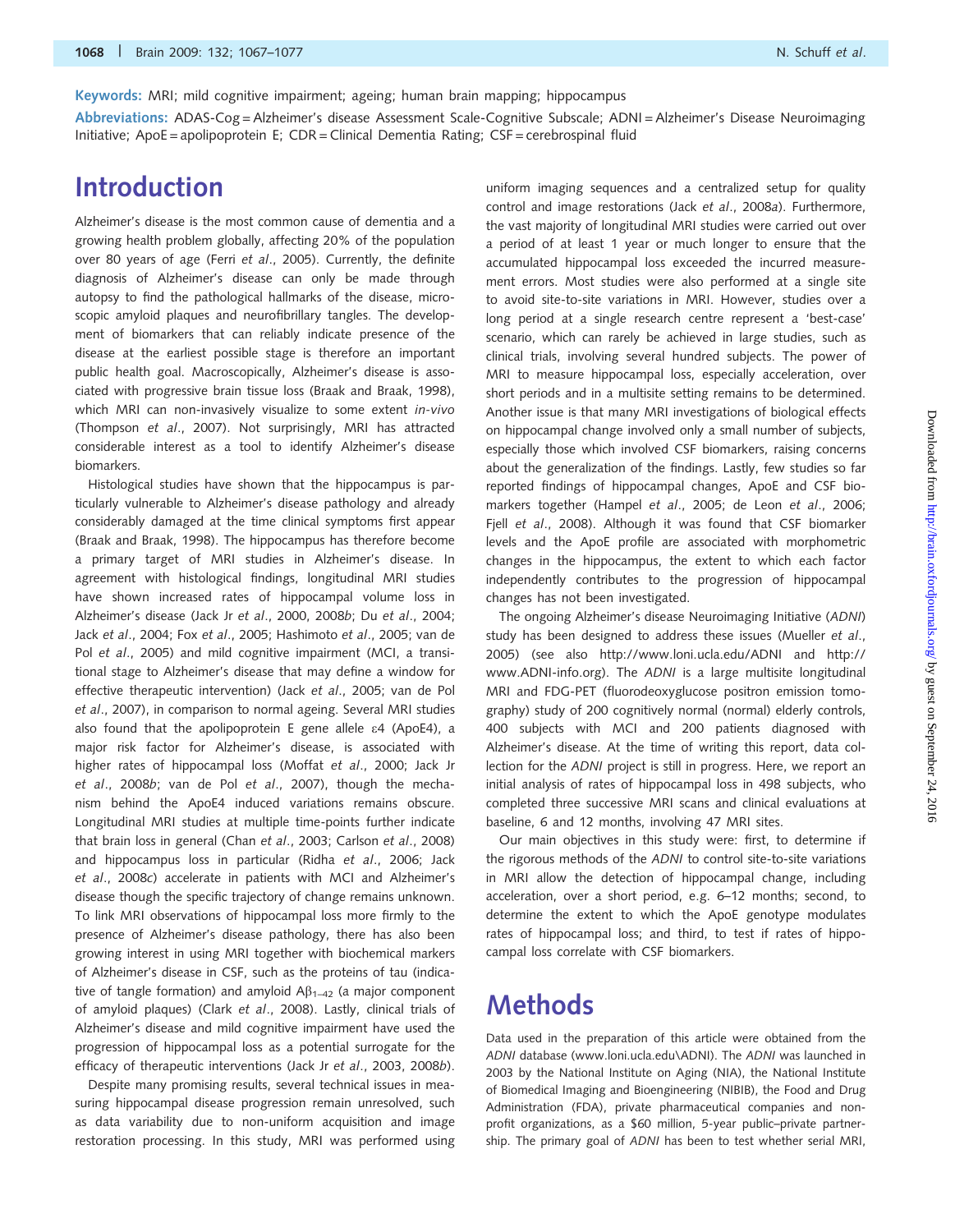**Keywords:** MRI; mild cognitive impairment; ageing; human brain mapping; hippocampus

**Abbreviations:** ADAS-Cog = Alzheimer's disease Assessment Scale-Cognitive Subscale; ADNI = Alzheimer's Disease Neuroimaging Initiative; ApoE = apolipoprotein E; CDR = Clinical Dementia Rating; CSF = cerebrospinal fluid

# Introduction

Alzheimer's disease is the most common cause of dementia and a growing health problem globally, affecting 20% of the population over 80 years of age (Ferri *et al*., 2005). Currently, the definite diagnosis of Alzheimer's disease can only be made through autopsy to find the pathological hallmarks of the disease, microscopic amyloid plaques and neurofibrillary tangles. The development of biomarkers that can reliably indicate presence of the disease at the earliest possible stage is therefore an important public health goal. Macroscopically, Alzheimer's disease is associated with progressive brain tissue loss (Braak and Braak, 1998), which MRI can non-invasively visualize to some extent *in-vivo* (Thompson *et al*., 2007). Not surprisingly, MRI has attracted considerable interest as a tool to identify Alzheimer's disease biomarkers.

Histological studies have shown that the hippocampus is particularly vulnerable to Alzheimer's disease pathology and already considerably damaged at the time clinical symptoms first appear (Braak and Braak, 1998). The hippocampus has therefore become a primary target of MRI studies in Alzheimer's disease. In agreement with histological findings, longitudinal MRI studies have shown increased rates of hippocampal volume loss in Alzheimer's disease (Jack Jr *et al*., 2000, 2008*b*; Du *et al*., 2004; Jack *et al*., 2004; Fox *et al*., 2005; Hashimoto *et al*., 2005; van de Pol *et al*., 2005) and mild cognitive impairment (MCI, a transitional stage to Alzheimer's disease that may define a window for effective therapeutic intervention) (Jack *et al*., 2005; van de Pol *et al*., 2007), in comparison to normal ageing. Several MRI studies also found that the apolipoprotein E gene allele ε4 (ApoE4), a major risk factor for Alzheimer's disease, is associated with higher rates of hippocampal loss (Moffat *et al*., 2000; Jack Jr *et al*., 2008*b*; van de Pol *et al*., 2007), though the mechanism behind the ApoE4 induced variations remains obscure. Longitudinal MRI studies at multiple time-points further indicate that brain loss in general (Chan *et al*., 2003; Carlson *et al*., 2008) and hippocampus loss in particular (Ridha *et al*., 2006; Jack *et al*., 2008*c*) accelerate in patients with MCI and Alzheimer's disease though the specific trajectory of change remains unknown. To link MRI observations of hippocampal loss more firmly to the presence of Alzheimer's disease pathology, there has also been growing interest in using MRI together with biochemical markers of Alzheimer's disease in CSF, such as the proteins of tau (indicative of tangle formation) and amyloid $A\beta_{1-42}$ (a major component of amyloid plaques) (Clark *et al*., 2008). Lastly, clinical trials of Alzheimer's disease and mild cognitive impairment have used the progression of hippocampal loss as a potential surrogate for the efficacy of therapeutic interventions (Jack Jr *et al*., 2003, 2008*b*).

Despite many promising results, several technical issues in measuring hippocampal disease progression remain unresolved, such as data variability due to non-uniform acquisition and image restoration processing. In this study, MRI was performed using uniform imaging sequences and a centralized setup for quality control and image restorations (Jack *et al*., 2008*a*). Furthermore, the vast majority of longitudinal MRI studies were carried out over a period of at least 1 year or much longer to ensure that the accumulated hippocampal loss exceeded the incurred measurement errors. Most studies were also performed at a single site to avoid site-to-site variations in MRI. However, studies over a long period at a single research centre represent a 'best-case' scenario, which can rarely be achieved in large studies, such as clinical trials, involving several hundred subjects. The power of MRI to measure hippocampal loss, especially acceleration, over short periods and in a multisite setting remains to be determined. Another issue is that many MRI investigations of biological effects on hippocampal change involved only a small number of subjects, especially those which involved CSF biomarkers, raising concerns about the generalization of the findings. Lastly, few studies so far reported findings of hippocampal changes, ApoE and CSF biomarkers together (Hampel *et al*., 2005; de Leon *et al*., 2006; Fjell *et al*., 2008). Although it was found that CSF biomarker levels and the ApoE profile are associated with morphometric changes in the hippocampus, the extent to which each factor independently contributes to the progression of hippocampal changes has not been investigated.

The ongoing Alzheimer's disease Neuroimaging Initiative (*ADNI*) study has been designed to address these issues (Mueller *et al*., 2005) (see also http://www.loni.ucla.edu/ADNI and http://www.ADNI-info.org). The *ADNI* is a large multisite longitudinal MRI and FDG-PET (fluorodeoxyglucose positron emission tomography) study of 200 cognitively normal (normal) elderly controls, 400 subjects with MCI and 200 patients diagnosed with Alzheimer's disease. At the time of writing this report, data collection for the *ADNI* project is still in progress. Here, we report an initial analysis of rates of hippocampal loss in 498 subjects, who completed three successive MRI scans and clinical evaluations at baseline, 6 and 12 months, involving 47 MRI sites.

Our main objectives in this study were: first, to determine if the rigorous methods of the *ADNI* to control site-to-site variations in MRI allow the detection of hippocampal change, including acceleration, over a short period, e.g. 6–12 months; second, to determine the extent to which the ApoE genotype modulates rates of hippocampal loss; and third, to test if rates of hippocampal loss correlate with CSF biomarkers.

# Methods

Data used in the preparation of this article were obtained from the *ADNI* database (www.loni.ucla.edu\ADNI). The *ADNI* was launched in 2003 by the National Institute on Aging (NIA), the National Institute of Biomedical Imaging and Bioengineering (NIBIB), the Food and Drug Administration (FDA), private pharmaceutical companies and non-profit organizations, as a $60 million, 5-year public–private partnership. The primary goal of *ADNI* has been to test whether serial MRI,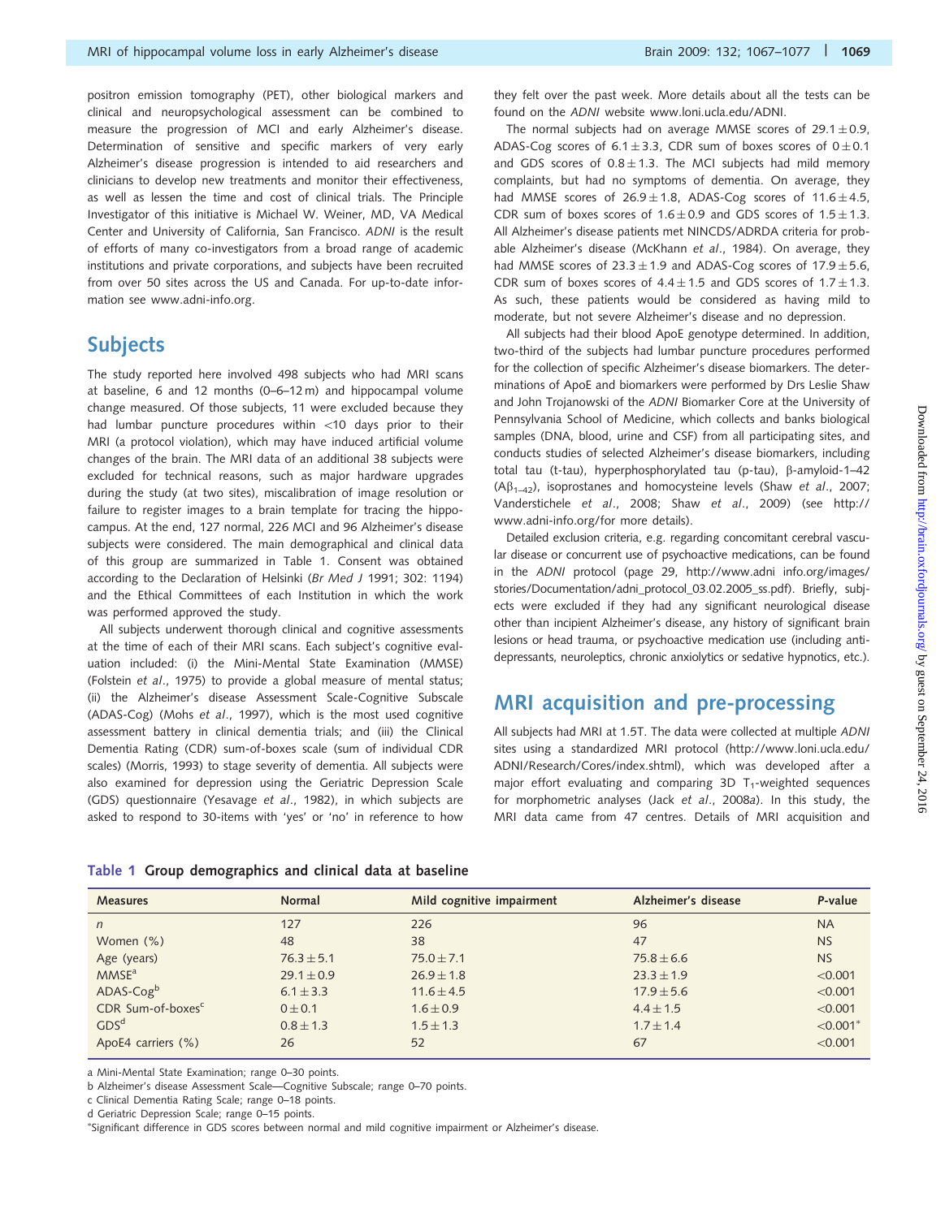positron emission tomography (PET), other biological markers and clinical and neuropsychological assessment can be combined to measure the progression of MCI and early Alzheimer's disease. Determination of sensitive and specific markers of very early Alzheimer's disease progression is intended to aid researchers and clinicians to develop new treatments and monitor their effectiveness, as well as lessen the time and cost of clinical trials. The Principle Investigator of this initiative is Michael W. Weiner, MD, VA Medical Center and University of California, San Francisco. *ADNI* is the result of efforts of many co-investigators from a broad range of academic institutions and private corporations, and subjects have been recruited from over 50 sites across the US and Canada. For up-to-date information see www.adni-info.org.

## Subjects

The study reported here involved 498 subjects who had MRI scans at baseline, 6 and 12 months (0–6–12 m) and hippocampal volume change measured. Of those subjects, 11 were excluded because they had lumbar puncture procedures within <10 days prior to their MRI (a protocol violation), which may have induced artificial volume changes of the brain. The MRI data of an additional 38 subjects were excluded for technical reasons, such as major hardware upgrades during the study (at two sites), miscalibration of image resolution or failure to register images to a brain template for tracing the hippocampus. At the end, 127 normal, 226 MCI and 96 Alzheimer's disease subjects were considered. The main demographical and clinical data of this group are summarized in Table 1. Consent was obtained according to the Declaration of Helsinki (*Br Med J* 1991; 302: 1194) and the Ethical Committees of each Institution in which the work was performed approved the study.

All subjects underwent thorough clinical and cognitive assessments at the time of each of their MRI scans. Each subject's cognitive evaluation included: (i) the Mini-Mental State Examination (MMSE) (Folstein *et al*., 1975) to provide a global measure of mental status; (ii) the Alzheimer's disease Assessment Scale-Cognitive Subscale (ADAS-Cog) (Mohs *et al*., 1997), which is the most used cognitive assessment battery in clinical dementia trials; and (iii) the Clinical Dementia Rating (CDR) sum-of-boxes scale (sum of individual CDR scales) (Morris, 1993) to stage severity of dementia. All subjects were also examined for depression using the Geriatric Depression Scale (GDS) questionnaire (Yesavage *et al*., 1982), in which subjects are asked to respond to 30-items with 'yes' or 'no' in reference to how they felt over the past week. More details about all the tests can be found on the *ADNI* website www.loni.ucla.edu/ADNI.

The normal subjects had on average MMSE scores of $29.1 \pm 0.9$, ADAS-Cog scores of $6.1 \pm 3.3$, CDR sum of boxes scores of $0 \pm 0.1$ and GDS scores of $0.8 \pm 1.3$. The MCI subjects had mild memory complaints, but had no symptoms of dementia. On average, they had MMSE scores of $26.9 \pm 1.8$, ADAS-Cog scores of $11.6 \pm 4.5$, CDR sum of boxes scores of $1.6 \pm 0.9$ and GDS scores of $1.5 \pm 1.3$. All Alzheimer's disease patients met NINCDS/ADRDA criteria for probable Alzheimer's disease (McKhann *et al*., 1984). On average, they had MMSE scores of $23.3 \pm 1.9$ and ADAS-Cog scores of $17.9 \pm 5.6$, CDR sum of boxes scores of $4.4 \pm 1.5$ and GDS scores of $1.7 \pm 1.3$. As such, these patients would be considered as having mild to moderate, but not severe Alzheimer's disease and no depression.

All subjects had their blood ApoE genotype determined. In addition, two-third of the subjects had lumbar puncture procedures performed for the collection of specific Alzheimer's disease biomarkers. The determinations of ApoE and biomarkers were performed by Drs Leslie Shaw and John Trojanowski of the *ADNI* Biomarker Core at the University of Pennsylvania School of Medicine, which collects and banks biological samples (DNA, blood, urine and CSF) from all participating sites, and conducts studies of selected Alzheimer's disease biomarkers, including total tau (t-tau), hyperphosphorylated tau (p-tau), β-amyloid-1–42 ($A\beta_{1-42}$), isoprostanes and homocysteine levels (Shaw *et al*., 2007; Vanderstichele *et al*., 2008; Shaw *et al*., 2009) (see http://www.adni-info.org/for more details).

Detailed exclusion criteria, e.g. regarding concomitant cerebral vascular disease or concurrent use of psychoactive medications, can be found in the *ADNI* protocol (page 29, http://www.adni info.org/images/stories/Documentation/adni_protocol_03.02.2005_ss.pdf). Briefly, subjects were excluded if they had any significant neurological disease other than incipient Alzheimer's disease, any history of significant brain lesions or head trauma, or psychoactive medication use (including antidepressants, neuroleptics, chronic anxiolytics or sedative hypnotics, etc.).

## MRI acquisition and pre-processing

All subjects had MRI at 1.5T. The data were collected at multiple *ADNI* sites using a standardized MRI protocol (http://www.loni.ucla.edu/ADNI/Research/Cores/index.shtml), which was developed after a major effort evaluating and comparing 3D $T_1$-weighted sequences for morphometric analyses (Jack *et al*., 2008a). In this study, the MRI data came from 47 centres. Details of MRI acquisition and

**Table 1** Group demographics and clinical data at baseline

| Measures | Normal | Mild cognitive impairment | Alzheimer's disease | *P*-value |
|---|---|---|---|---|
| *n* | 127 | 226 | 96 | NA |
| Women (%) | 48 | 38 | 47 | NS |
| Age (years) | $76.3 \pm 5.1$ | $75.0 \pm 7.1$ | $75.8 \pm 6.6$ | NS |
| MMSE[a] | $29.1 \pm 0.9$ | $26.9 \pm 1.8$ | $23.3 \pm 1.9$ | <0.001 |
| ADAS-Cog[b] | $6.1 \pm 3.3$ | $11.6 \pm 4.5$ | $17.9 \pm 5.6$ | <0.001 |
| CDR Sum-of-boxes[c] | $0 \pm 0.1$ | $1.6 \pm 0.9$ | $4.4 \pm 1.5$ | <0.001 |
| GDS[d] | $0.8 \pm 1.3$ | $1.5 \pm 1.3$ | $1.7 \pm 1.4$ | <0.001* |
| ApoE4 carriers (%) | 26 | 52 | 67 | <0.001 |

a Mini-Mental State Examination; range 0–30 points.

b Alzheimer's disease Assessment Scale—Cognitive Subscale; range 0–70 points.

c Clinical Dementia Rating Scale; range 0–18 points.

d Geriatric Depression Scale; range 0–15 points.

*Significant difference in GDS scores between normal and mild cognitive impairment or Alzheimer's disease.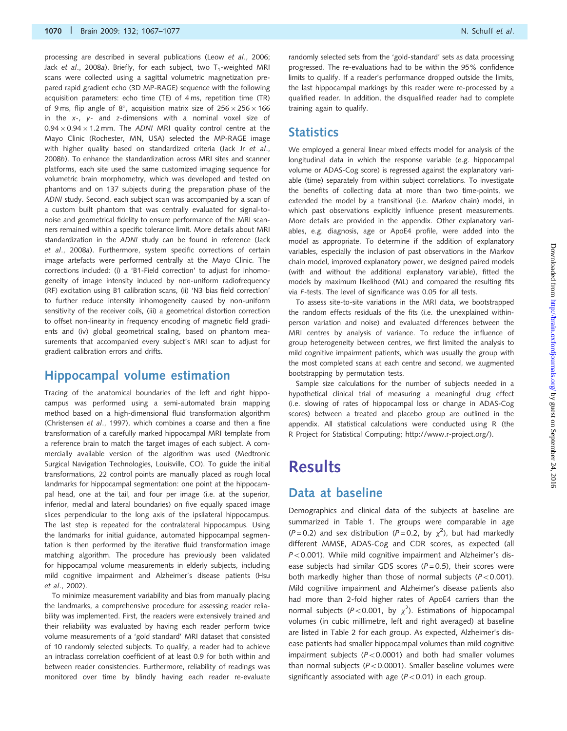processing are described in several publications (Leow *et al*., 2006; Jack *et al*., 2008*a*). Briefly, for each subject, two $T_1$-weighted MRI scans were collected using a sagittal volumetric magnetization prepared rapid gradient echo (3D MP-RAGE) sequence with the following acquisition parameters: echo time (TE) of 4 ms, repetition time (TR) of 9 ms, flip angle of 8°, acquisition matrix size of $256 \times 256 \times 166$ in the *x*-, *y*- and *z*-dimensions with a nominal voxel size of $0.94 \times 0.94 \times 1.2$ mm. The *ADNI* MRI quality control centre at the Mayo Clinic (Rochester, MN, USA) selected the MP-RAGE image with higher quality based on standardized criteria (Jack Jr *et al*., 2008*b*). To enhance the standardization across MRI sites and scanner platforms, each site used the same customized imaging sequence for volumetric brain morphometry, which was developed and tested on phantoms and on 137 subjects during the preparation phase of the *ADNI* study. Second, each subject scan was accompanied by a scan of a custom built phantom that was centrally evaluated for signal-to-noise and geometrical fidelity to ensure performance of the MRI scanners remained within a specific tolerance limit. More details about MRI standardization in the *ADNI* study can be found in reference (Jack *et al*., 2008*a*). Furthermore, system specific corrections of certain image artefacts were performed centrally at the Mayo Clinic. The corrections included: (i) a 'B1-Field correction' to adjust for inhomogeneity of image intensity induced by non-uniform radiofrequency (RF) excitation using B1 calibration scans, (ii) 'N3 bias field correction' to further reduce intensity inhomogeneity caused by non-uniform sensitivity of the receiver coils, (iii) a geometrical distortion correction to offset non-linearity in frequency encoding of magnetic field gradients and (iv) global geometrical scaling, based on phantom measurements that accompanied every subject's MRI scan to adjust for gradient calibration errors and drifts.

## Hippocampal volume estimation

Tracing of the anatomical boundaries of the left and right hippocampus was performed using a semi-automated brain mapping method based on a high-dimensional fluid transformation algorithm (Christensen *et al*., 1997), which combines a coarse and then a fine transformation of a carefully marked hippocampal MRI template from a reference brain to match the target images of each subject. A commercially available version of the algorithm was used (Medtronic Surgical Navigation Technologies, Louisville, CO). To guide the initial transformations, 22 control points are manually placed as rough local landmarks for hippocampal segmentation: one point at the hippocampal head, one at the tail, and four per image (i.e. at the superior, inferior, medial and lateral boundaries) on five equally spaced image slices perpendicular to the long axis of the ipsilateral hippocampus. The last step is repeated for the contralateral hippocampus. Using the landmarks for initial guidance, automated hippocampal segmentation is then performed by the iterative fluid transformation image matching algorithm. The procedure has previously been validated for hippocampal volume measurements in elderly subjects, including mild cognitive impairment and Alzheimer's disease patients (Hsu *et al*., 2002).

To minimize measurement variability and bias from manually placing the landmarks, a comprehensive procedure for assessing reader reliability was implemented. First, the readers were extensively trained and their reliability was evaluated by having each reader perform twice volume measurements of a 'gold standard' MRI dataset that consisted of 10 randomly selected subjects. To qualify, a reader had to achieve an intraclass correlation coefficient of at least 0.9 for both within and between reader consistencies. Furthermore, reliability of readings was monitored over time by blindly having each reader re-evaluate randomly selected sets from the 'gold-standard' sets as data processing progressed. The re-evaluations had to be within the 95% confidence limits to qualify. If a reader's performance dropped outside the limits, the last hippocampal markings by this reader were re-processed by a qualified reader. In addition, the disqualified reader had to complete training again to qualify.

## Statistics

We employed a general linear mixed effects model for analysis of the longitudinal data in which the response variable (e.g. hippocampal volume or ADAS-Cog score) is regressed against the explanatory variable (time) separately from within subject correlations. To investigate the benefits of collecting data at more than two time-points, we extended the model by a transitional (i.e. Markov chain) model, in which past observations explicitly influence present measurements. More details are provided in the appendix. Other explanatory variables, e.g. diagnosis, age or ApoE4 profile, were added into the model as appropriate. To determine if the addition of explanatory variables, especially the inclusion of past observations in the Markov chain model, improved explanatory power, we designed paired models (with and without the additional explanatory variable), fitted the models by maximum likelihood (ML) and compared the resulting fits via *F*-tests. The level of significance was 0.05 for all tests.

To assess site-to-site variations in the MRI data, we bootstrapped the random effects residuals of the fits (i.e. the unexplained within-person variation and noise) and evaluated differences between the MRI centres by analysis of variance. To reduce the influence of group heterogeneity between centres, we first limited the analysis to mild cognitive impairment patients, which was usually the group with the most completed scans at each centre and second, we augmented bootstrapping by permutation tests.

Sample size calculations for the number of subjects needed in a hypothetical clinical trial of measuring a meaningful drug effect (i.e. slowing of rates of hippocampal loss or change in ADAS-Cog scores) between a treated and placebo group are outlined in the appendix. All statistical calculations were conducted using R (the R Project for Statistical Computing; http://www.r-project.org/).

# Results

## Data at baseline

Demographics and clinical data of the subjects at baseline are summarized in Table 1. The groups were comparable in age ($P = 0.2$) and sex distribution ($P = 0.2$, by $\chi^2$), but had markedly different MMSE, ADAS-Cog and CDR scores, as expected (all $P < 0.001$). While mild cognitive impairment and Alzheimer's disease subjects had similar GDS scores ($P = 0.5$), their scores were both markedly higher than those of normal subjects ($P < 0.001$). Mild cognitive impairment and Alzheimer's disease patients also had more than 2-fold higher rates of ApoE4 carriers than the normal subjects ($P < 0.001$, by $\chi^2$). Estimations of hippocampal volumes (in cubic millimetre, left and right averaged) at baseline are listed in Table 2 for each group. As expected, Alzheimer's disease patients had smaller hippocampal volumes than mild cognitive impairment subjects ($P < 0.0001$) and both had smaller volumes than normal subjects ($P < 0.0001$). Smaller baseline volumes were significantly associated with age ($P < 0.01$) in each group.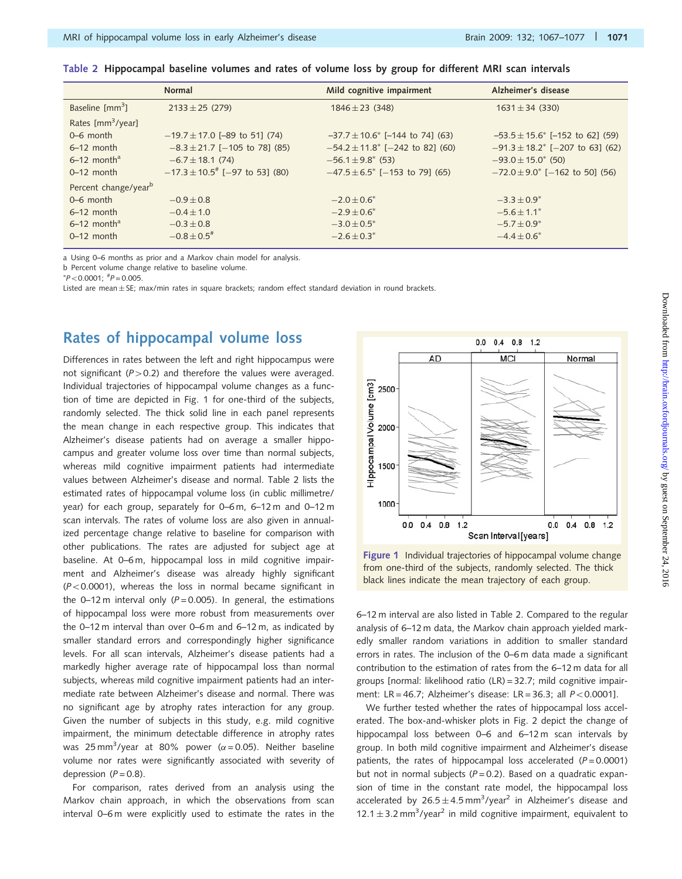**Table 2** Hippocampal baseline volumes and rates of volume loss by group for different MRI scan intervals

| | Normal | Mild cognitive impairment | Alzheimer's disease |
|---|---|---|---|
| Baseline [mm$^3$] | 2133 ± 25 (279) | 1846 ± 23 (348) | 1631 ± 34 (330) |
| Rates [mm$^3$/year] | | | |
| 0–6 month | −19.7 ± 17.0 [−89 to 51] (74) | −37.7 ± 10.6* [−144 to 74] (63) | −53.5 ± 15.6* [−152 to 62] (59) |
| 6–12 month | −8.3 ± 21.7 [−105 to 78] (85) | −54.2 ± 11.8* [−242 to 82] (60) | −91.3 ± 18.2* [−207 to 63] (62) |
| 6–12 month[a] | −6.7 ± 18.1 (74) | −56.1 ± 9.8* (53) | −93.0 ± 15.0* (50) |
| 0–12 month | −17.3 ± 10.5# [−97 to 53] (80) | −47.5 ± 6.5* [−153 to 79] (65) | −72.0 ± 9.0* [−162 to 50] (56) |
| Percent change/year[b] | | | |
| 0–6 month | −0.9 ± 0.8 | −2.0 ± 0.6* | −3.3 ± 0.9* |
| 6–12 month | −0.4 ± 1.0 | −2.9 ± 0.6* | −5.6 ± 1.1* |
| 6–12 month[a] | −0.3 ± 0.8 | −3.0 ± 0.5* | −5.7 ± 0.9* |
| 0–12 month | −0.8 ± 0.5# | −2.6 ± 0.3* | −4.4 ± 0.6* |

a Using 0–6 months as prior and a Markov chain model for analysis.
b Percent volume change relative to baseline volume.
*$P<0.0001$; #$P=0.005$.
Listed are mean ± SE; max/min rates in square brackets; random effect standard deviation in round brackets.

## Rates of hippocampal volume loss

Differences in rates between the left and right hippocampus were not significant ($P>0.2$) and therefore the values were averaged. Individual trajectories of hippocampal volume changes as a function of time are depicted in Fig. 1 for one-third of the subjects, randomly selected. The thick solid line in each panel represents the mean change in each respective group. This indicates that Alzheimer's disease patients had on average a smaller hippocampus and greater volume loss over time than normal subjects, whereas mild cognitive impairment patients had intermediate values between Alzheimer's disease and normal. Table 2 lists the estimated rates of hippocampal volume loss (in cublic millimetre/year) for each group, separately for 0–6 m, 6–12 m and 0–12 m scan intervals. The rates of volume loss are also given in annualized percentage change relative to baseline for comparison with other publications. The rates are adjusted for subject age at baseline. At 0–6 m, hippocampal loss in mild cognitive impairment and Alzheimer's disease was already highly significant ($P<0.0001$), whereas the loss in normal became significant in the 0–12 m interval only ($P=0.005$). In general, the estimations of hippocampal loss were more robust from measurements over the 0–12 m interval than over 0–6 m and 6–12 m, as indicated by smaller standard errors and correspondingly higher significance levels. For all scan intervals, Alzheimer's disease patients had a markedly higher average rate of hippocampal loss than normal subjects, whereas mild cognitive impairment patients had an intermediate rate between Alzheimer's disease and normal. There was no significant age by atrophy rates interaction for any group. Given the number of subjects in this study, e.g. mild cognitive impairment, the minimum detectable difference in atrophy rates was 25 mm$^3$/year at 80% power ($\alpha=0.05$). Neither baseline volume nor rates were significantly associated with severity of depression ($P=0.8$).

For comparison, rates derived from an analysis using the Markov chain approach, in which the observations from scan interval 0–6 m were explicitly used to estimate the rates in the 6–12 m interval are also listed in Table 2. Compared to the regular analysis of 6–12 m data, the Markov chain approach yielded markedly smaller random variations in addition to smaller standard errors in rates. The inclusion of the 0–6 m data made a significant contribution to the estimation of rates from the 6–12 m data for all groups [normal: likelihood ratio (LR) = 32.7; mild cognitive impairment: LR = 46.7; Alzheimer's disease: LR = 36.3; all $P<0.0001$].

AD
MCI
Normal
0.0 0.4 0.8 1.2
Hippocampal Volume [cm3]
2500
2000
1500
1000
0.0 0.4 0.8 1.2
0.0 0.4 0.8 1.2
Scan Interval [years]

**Figure 1** Individual trajectories of hippocampal volume change from one-third of the subjects, randomly selected. The thick black lines indicate the mean trajectory of each group.

We further tested whether the rates of hippocampal loss accelerated. The box-and-whisker plots in Fig. 2 depict the change of hippocampal loss between 0–6 and 6–12 m scan intervals by group. In both mild cognitive impairment and Alzheimer's disease patients, the rates of hippocampal loss accelerated ($P=0.0001$) but not in normal subjects ($P=0.2$). Based on a quadratic expansion of time in the constant rate model, the hippocampal loss accelerated by 26.5 ± 4.5 mm$^3$/year$^2$ in Alzheimer's disease and 12.1 ± 3.2 mm$^3$/year$^2$ in mild cognitive impairment, equivalent to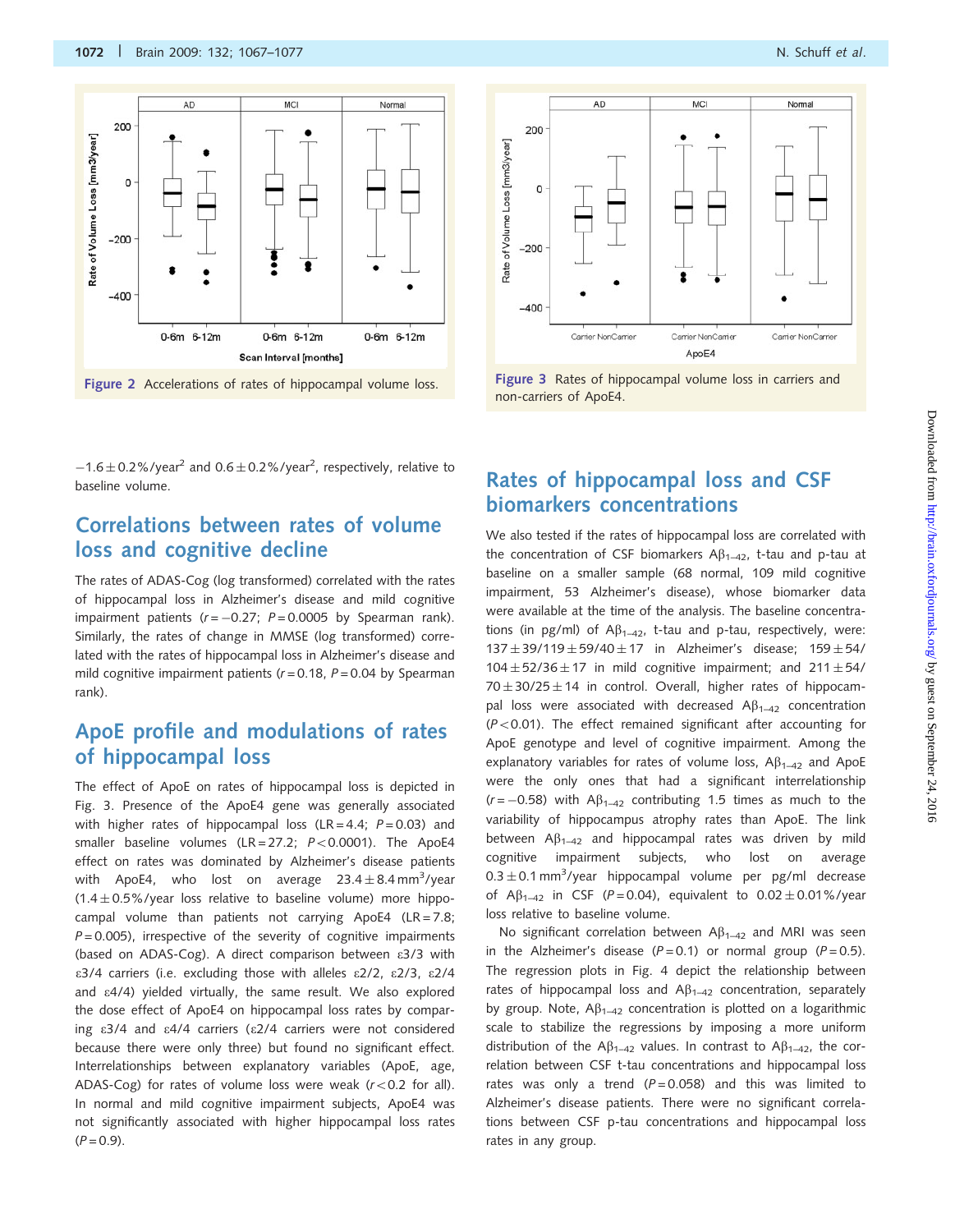AD

MCI

Normal

200

0

−200

−400

Rate of Volume Loss [mm3/year]

0-6m 6-12m

0-6m 6-12m

0-6m 6-12m

Scan Interval [months]

Figure 2 Accelerations of rates of hippocampal volume loss.

AD

MCI

Normal

200

0

−200

−400

Rate of Volume Loss [mm3/year]

Carrier NonCarrier

Carrier NonCarrier

Carrier NonCarrier

ApoE4

Figure 3 Rates of hippocampal volume loss in carriers and non-carriers of ApoE4.

$-1.6 \pm 0.2\%/\text{year}^2$ and $0.6 \pm 0.2\%/\text{year}^2$, respectively, relative to baseline volume.

## Correlations between rates of volume loss and cognitive decline

The rates of ADAS-Cog (log transformed) correlated with the rates of hippocampal loss in Alzheimer's disease and mild cognitive impairment patients ($r = -0.27$; $P = 0.0005$ by Spearman rank). Similarly, the rates of change in MMSE (log transformed) correlated with the rates of hippocampal loss in Alzheimer's disease and mild cognitive impairment patients ($r = 0.18$, $P = 0.04$ by Spearman rank).

## ApoE profile and modulations of rates of hippocampal loss

The effect of ApoE on rates of hippocampal loss is depicted in Fig. 3. Presence of the ApoE4 gene was generally associated with higher rates of hippocampal loss (LR = 4.4; $P = 0.03$) and smaller baseline volumes (LR = 27.2; $P < 0.0001$). The ApoE4 effect on rates was dominated by Alzheimer's disease patients with ApoE4, who lost on average $23.4 \pm 8.4\,\text{mm}^3/\text{year}$ ($1.4 \pm 0.5\%/\text{year}$ loss relative to baseline volume) more hippocampal volume than patients not carrying ApoE4 (LR = 7.8; $P = 0.005$), irrespective of the severity of cognitive impairments (based on ADAS-Cog). A direct comparison between ε3/3 with ε3/4 carriers (i.e. excluding those with alleles ε2/2, ε2/3, ε2/4 and ε4/4) yielded virtually, the same result. We also explored the dose effect of ApoE4 on hippocampal loss rates by comparing ε3/4 and ε4/4 carriers (ε2/4 carriers were not considered because there were only three) but found no significant effect. Interrelationships between explanatory variables (ApoE, age, ADAS-Cog) for rates of volume loss were weak ($r < 0.2$ for all). In normal and mild cognitive impairment subjects, ApoE4 was not significantly associated with higher hippocampal loss rates ($P = 0.9$).

## Rates of hippocampal loss and CSF biomarkers concentrations

We also tested if the rates of hippocampal loss are correlated with the concentration of CSF biomarkers $A\beta_{1-42}$, t-tau and p-tau at baseline on a smaller sample (68 normal, 109 mild cognitive impairment, 53 Alzheimer's disease), whose biomarker data were available at the time of the analysis. The baseline concentrations (in pg/ml) of $A\beta_{1-42}$, t-tau and p-tau, respectively, were: $137 \pm 39/119 \pm 59/40 \pm 17$ in Alzheimer's disease; $159 \pm 54/104 \pm 52/36 \pm 17$ in mild cognitive impairment; and $211 \pm 54/70 \pm 30/25 \pm 14$ in control. Overall, higher rates of hippocampal loss were associated with decreased $A\beta_{1-42}$ concentration ($P < 0.01$). The effect remained significant after accounting for ApoE genotype and level of cognitive impairment. Among the explanatory variables for rates of volume loss, $A\beta_{1-42}$ and ApoE were the only ones that had a significant interrelationship ($r = -0.58$) with $A\beta_{1-42}$ contributing 1.5 times as much to the variability of hippocampus atrophy rates than ApoE. The link between $A\beta_{1-42}$ and hippocampal rates was driven by mild cognitive impairment subjects, who lost on average $0.3 \pm 0.1\,\text{mm}^3/\text{year}$ hippocampal volume per pg/ml decrease of $A\beta_{1-42}$ in CSF ($P = 0.04$), equivalent to $0.02 \pm 0.01\%/\text{year}$ loss relative to baseline volume.

No significant correlation between $A\beta_{1-42}$ and MRI was seen in the Alzheimer's disease ($P = 0.1$) or normal group ($P = 0.5$). The regression plots in Fig. 4 depict the relationship between rates of hippocampal loss and $A\beta_{1-42}$ concentration, separately by group. Note, $A\beta_{1-42}$ concentration is plotted on a logarithmic scale to stabilize the regressions by imposing a more uniform distribution of the $A\beta_{1-42}$ values. In contrast to $A\beta_{1-42}$, the correlation between CSF t-tau concentrations and hippocampal loss rates was only a trend ($P = 0.058$) and this was limited to Alzheimer's disease patients. There were no significant correlations between CSF p-tau concentrations and hippocampal loss rates in any group.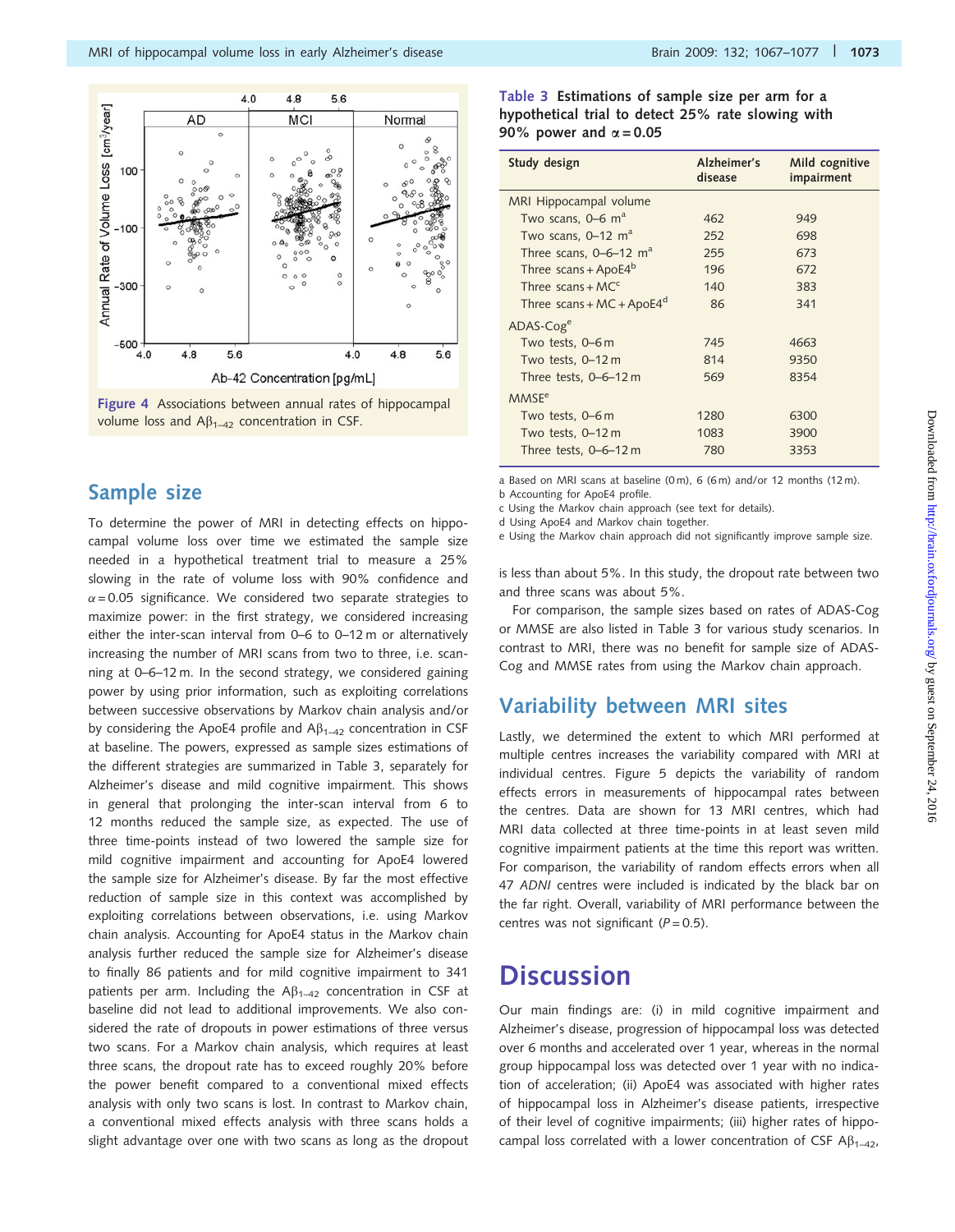Figure 4 Associations between annual rates of hippocampal volume loss and $A\beta_{1-42}$ concentration in CSF.

## Sample size

To determine the power of MRI in detecting effects on hippocampal volume loss over time we estimated the sample size needed in a hypothetical treatment trial to measure a 25% slowing in the rate of volume loss with 90% confidence and $\alpha = 0.05$ significance. We considered two separate strategies to maximize power: in the first strategy, we considered increasing either the inter-scan interval from 0–6 to 0–12 m or alternatively increasing the number of MRI scans from two to three, i.e. scanning at 0–6–12 m. In the second strategy, we considered gaining power by using prior information, such as exploiting correlations between successive observations by Markov chain analysis and/or by considering the ApoE4 profile and $A\beta_{1-42}$ concentration in CSF at baseline. The powers, expressed as sample sizes estimations of the different strategies are summarized in Table 3, separately for Alzheimer's disease and mild cognitive impairment. This shows in general that prolonging the inter-scan interval from 6 to 12 months reduced the sample size, as expected. The use of three time-points instead of two lowered the sample size for mild cognitive impairment and accounting for ApoE4 lowered the sample size for Alzheimer's disease. By far the most effective reduction of sample size in this context was accomplished by exploiting correlations between observations, i.e. using Markov chain analysis. Accounting for ApoE4 status in the Markov chain analysis further reduced the sample size for Alzheimer's disease to finally 86 patients and for mild cognitive impairment to 341 patients per arm. Including the $A\beta_{1-42}$ concentration in CSF at baseline did not lead to additional improvements. We also considered the rate of dropouts in power estimations of three versus two scans. For a Markov chain analysis, which requires at least three scans, the dropout rate has to exceed roughly 20% before the power benefit compared to a conventional mixed effects analysis with only two scans is lost. In contrast to Markov chain, a conventional mixed effects analysis with three scans holds a slight advantage over one with two scans as long as the dropout is less than about 5%. In this study, the dropout rate between two and three scans was about 5%.

**Table 3** Estimations of sample size per arm for a hypothetical trial to detect 25% rate slowing with 90% power and $\alpha = 0.05$

| Study design | Alzheimer's disease | Mild cognitive impairment |
|---|---|---|
| MRI Hippocampal volume | | |
| Two scans, 0–6 m[a] | 462 | 949 |
| Two scans, 0–12 m[a] | 252 | 698 |
| Three scans, 0–6–12 m[a] | 255 | 673 |
| Three scans + ApoE4[b] | 196 | 672 |
| Three scans + MC[c] | 140 | 383 |
| Three scans + MC + ApoE4[d] | 86 | 341 |
| ADAS-Cog[e] | | |
| Two tests, 0–6 m | 745 | 4663 |
| Two tests, 0–12 m | 814 | 9350 |
| Three tests, 0–6–12 m | 569 | 8354 |
| MMSE[e] | | |
| Two tests, 0–6 m | 1280 | 6300 |
| Two tests, 0–12 m | 1083 | 3900 |
| Three tests, 0–6–12 m | 780 | 3353 |

a Based on MRI scans at baseline (0 m), 6 (6 m) and/or 12 months (12 m).
b Accounting for ApoE4 profile.
c Using the Markov chain approach (see text for details).
d Using ApoE4 and Markov chain together.
e Using the Markov chain approach did not significantly improve sample size.

For comparison, the sample sizes based on rates of ADAS-Cog or MMSE are also listed in Table 3 for various study scenarios. In contrast to MRI, there was no benefit for sample size of ADAS-Cog and MMSE rates from using the Markov chain approach.

## Variability between MRI sites

Lastly, we determined the extent to which MRI performed at multiple centres increases the variability compared with MRI at individual centres. Figure 5 depicts the variability of random effects errors in measurements of hippocampal rates between the centres. Data are shown for 13 MRI centres, which had MRI data collected at three time-points in at least seven mild cognitive impairment patients at the time this report was written. For comparison, the variability of random effects errors when all 47 *ADNI* centres were included is indicated by the black bar on the far right. Overall, variability of MRI performance between the centres was not significant ($P = 0.5$).

# Discussion

Our main findings are: (i) in mild cognitive impairment and Alzheimer's disease, progression of hippocampal loss was detected over 6 months and accelerated over 1 year, whereas in the normal group hippocampal loss was detected over 1 year with no indication of acceleration; (ii) ApoE4 was associated with higher rates of hippocampal loss in Alzheimer's disease patients, irrespective of their level of cognitive impairments; (iii) higher rates of hippocampal loss correlated with a lower concentration of CSF $A\beta_{1-42}$,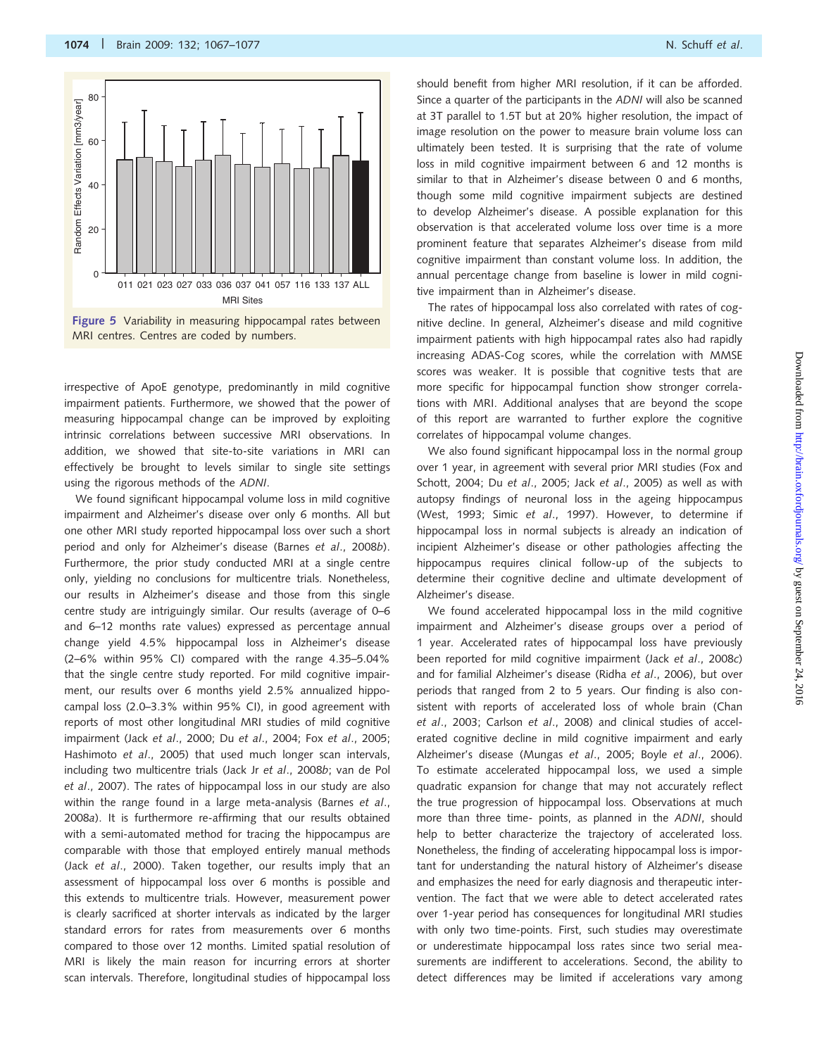Random Effects Variation [mm3/year]

80

60

40

20

0

011 021 023 027 033 036 037 041 057 116 133 137 ALL

MRI Sites

**Figure 5** Variability in measuring hippocampal rates between MRI centres. Centres are coded by numbers.

irrespective of ApoE genotype, predominantly in mild cognitive impairment patients. Furthermore, we showed that the power of measuring hippocampal change can be improved by exploiting intrinsic correlations between successive MRI observations. In addition, we showed that site-to-site variations in MRI can effectively be brought to levels similar to single site settings using the rigorous methods of the *ADNI*.

We found significant hippocampal volume loss in mild cognitive impairment and Alzheimer's disease over only 6 months. All but one other MRI study reported hippocampal loss over such a short period and only for Alzheimer's disease (Barnes *et al*., 2008*b*). Furthermore, the prior study conducted MRI at a single centre only, yielding no conclusions for multicentre trials. Nonetheless, our results in Alzheimer's disease and those from this single centre study are intriguingly similar. Our results (average of 0–6 and 6–12 months rate values) expressed as percentage annual change yield 4.5% hippocampal loss in Alzheimer's disease (2–6% within 95% CI) compared with the range 4.35–5.04% that the single centre study reported. For mild cognitive impairment, our results over 6 months yield 2.5% annualized hippocampal loss (2.0–3.3% within 95% CI), in good agreement with reports of most other longitudinal MRI studies of mild cognitive impairment (Jack *et al*., 2000; Du *et al*., 2004; Fox *et al*., 2005; Hashimoto *et al*., 2005) that used much longer scan intervals, including two multicentre trials (Jack Jr *et al*., 2008*b*; van de Pol *et al*., 2007). The rates of hippocampal loss in our study are also within the range found in a large meta-analysis (Barnes *et al*., 2008*a*). It is furthermore re-affirming that our results obtained with a semi-automated method for tracing the hippocampus are comparable with those that employed entirely manual methods (Jack *et al*., 2000). Taken together, our results imply that an assessment of hippocampal loss over 6 months is possible and this extends to multicentre trials. However, measurement power is clearly sacrificed at shorter intervals as indicated by the larger standard errors for rates from measurements over 6 months compared to those over 12 months. Limited spatial resolution of MRI is likely the main reason for incurring errors at shorter scan intervals. Therefore, longitudinal studies of hippocampal loss should benefit from higher MRI resolution, if it can be afforded. Since a quarter of the participants in the *ADNI* will also be scanned at 3T parallel to 1.5T but at 20% higher resolution, the impact of image resolution on the power to measure brain volume loss can ultimately been tested. It is surprising that the rate of volume loss in mild cognitive impairment between 6 and 12 months is similar to that in Alzheimer's disease between 0 and 6 months, though some mild cognitive impairment subjects are destined to develop Alzheimer's disease. A possible explanation for this observation is that accelerated volume loss over time is a more prominent feature that separates Alzheimer's disease from mild cognitive impairment than constant volume loss. In addition, the annual percentage change from baseline is lower in mild cognitive impairment than in Alzheimer's disease.

The rates of hippocampal loss also correlated with rates of cognitive decline. In general, Alzheimer's disease and mild cognitive impairment patients with high hippocampal rates also had rapidly increasing ADAS-Cog scores, while the correlation with MMSE scores was weaker. It is possible that cognitive tests that are more specific for hippocampal function show stronger correlations with MRI. Additional analyses that are beyond the scope of this report are warranted to further explore the cognitive correlates of hippocampal volume changes.

We also found significant hippocampal loss in the normal group over 1 year, in agreement with several prior MRI studies (Fox and Schott, 2004; Du *et al*., 2005; Jack *et al*., 2005) as well as with autopsy findings of neuronal loss in the ageing hippocampus (West, 1993; Simic *et al*., 1997). However, to determine if hippocampal loss in normal subjects is already an indication of incipient Alzheimer's disease or other pathologies affecting the hippocampus requires clinical follow-up of the subjects to determine their cognitive decline and ultimate development of Alzheimer's disease.

We found accelerated hippocampal loss in the mild cognitive impairment and Alzheimer's disease groups over a period of 1 year. Accelerated rates of hippocampal loss have previously been reported for mild cognitive impairment (Jack *et al*., 2008*c*) and for familial Alzheimer's disease (Ridha *et al*., 2006), but over periods that ranged from 2 to 5 years. Our finding is also consistent with reports of accelerated loss of whole brain (Chan *et al*., 2003; Carlson *et al*., 2008) and clinical studies of accelerated cognitive decline in mild cognitive impairment and early Alzheimer's disease (Mungas *et al*., 2005; Boyle *et al*., 2006). To estimate accelerated hippocampal loss, we used a simple quadratic expansion for change that may not accurately reflect the true progression of hippocampal loss. Observations at much more than three time- points, as planned in the *ADNI*, should help to better characterize the trajectory of accelerated loss. Nonetheless, the finding of accelerating hippocampal loss is important for understanding the natural history of Alzheimer's disease and emphasizes the need for early diagnosis and therapeutic intervention. The fact that we were able to detect accelerated rates over 1-year period has consequences for longitudinal MRI studies with only two time-points. First, such studies may overestimate or underestimate hippocampal loss rates since two serial measurements are indifferent to accelerations. Second, the ability to detect differences may be limited if accelerations vary among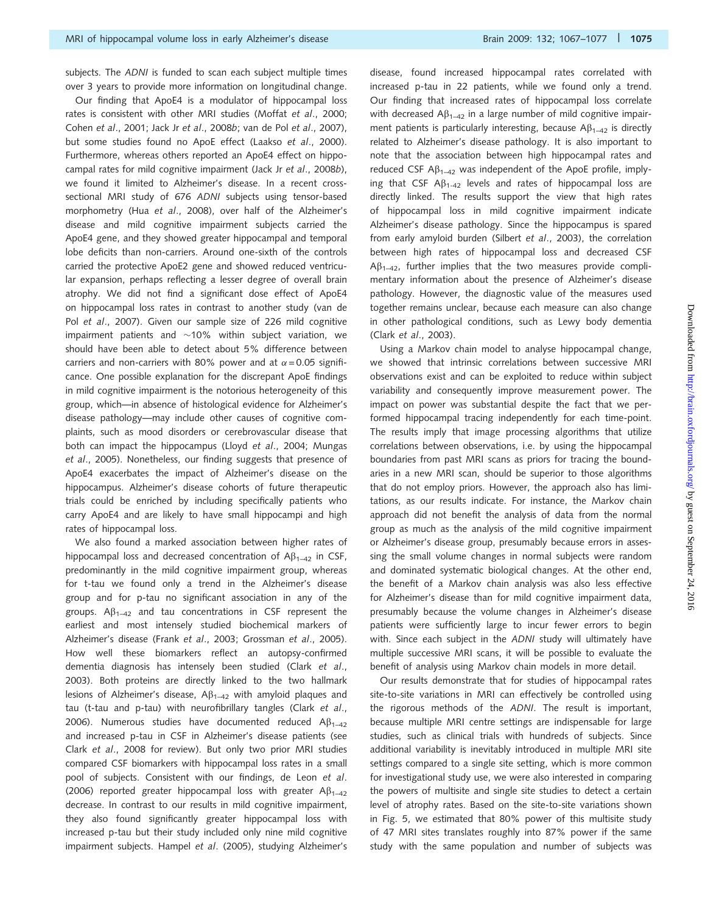subjects. The *ADNI* is funded to scan each subject multiple times over 3 years to provide more information on longitudinal change.

Our finding that ApoE4 is a modulator of hippocampal loss rates is consistent with other MRI studies (Moffat *et al*., 2000; Cohen *et al*., 2001; Jack Jr *et al*., 2008*b*; van de Pol *et al*., 2007), but some studies found no ApoE effect (Laakso *et al*., 2000). Furthermore, whereas others reported an ApoE4 effect on hippocampal rates for mild cognitive impairment (Jack Jr *et al*., 2008*b*), we found it limited to Alzheimer's disease. In a recent cross-sectional MRI study of 676 *ADNI* subjects using tensor-based morphometry (Hua *et al*., 2008), over half of the Alzheimer's disease and mild cognitive impairment subjects carried the ApoE4 gene, and they showed greater hippocampal and temporal lobe deficits than non-carriers. Around one-sixth of the controls carried the protective ApoE2 gene and showed reduced ventricular expansion, perhaps reflecting a lesser degree of overall brain atrophy. We did not find a significant dose effect of ApoE4 on hippocampal loss rates in contrast to another study (van de Pol *et al*., 2007). Given our sample size of 226 mild cognitive impairment patients and ~10% within subject variation, we should have been able to detect about 5% difference between carriers and non-carriers with 80% power and at $\alpha = 0.05$ significance. One possible explanation for the discrepant ApoE findings in mild cognitive impairment is the notorious heterogeneity of this group, which—in absence of histological evidence for Alzheimer's disease pathology—may include other causes of cognitive complaints, such as mood disorders or cerebrovascular disease that both can impact the hippocampus (Lloyd *et al*., 2004; Mungas *et al*., 2005). Nonetheless, our finding suggests that presence of ApoE4 exacerbates the impact of Alzheimer's disease on the hippocampus. Alzheimer's disease cohorts of future therapeutic trials could be enriched by including specifically patients who carry ApoE4 and are likely to have small hippocampi and high rates of hippocampal loss.

We also found a marked association between higher rates of hippocampal loss and decreased concentration of $A\beta_{1-42}$ in CSF, predominantly in the mild cognitive impairment group, whereas for t-tau we found only a trend in the Alzheimer's disease group and for p-tau no significant association in any of the groups. $A\beta_{1-42}$ and tau concentrations in CSF represent the earliest and most intensely studied biochemical markers of Alzheimer's disease (Frank *et al*., 2003; Grossman *et al*., 2005). How well these biomarkers reflect an autopsy-confirmed dementia diagnosis has intensely been studied (Clark *et al*., 2003). Both proteins are directly linked to the two hallmark lesions of Alzheimer's disease, $A\beta_{1-42}$ with amyloid plaques and tau (t-tau and p-tau) with neurofibrillary tangles (Clark *et al*., 2006). Numerous studies have documented reduced $A\beta_{1-42}$ and increased p-tau in CSF in Alzheimer's disease patients (see Clark *et al*., 2008 for review). But only two prior MRI studies compared CSF biomarkers with hippocampal loss rates in a small pool of subjects. Consistent with our findings, de Leon *et al*. (2006) reported greater hippocampal loss with greater $A\beta_{1-42}$ decrease. In contrast to our results in mild cognitive impairment, they also found significantly greater hippocampal loss with increased p-tau but their study included only nine mild cognitive impairment subjects. Hampel *et al*. (2005), studying Alzheimer's disease, found increased hippocampal rates correlated with increased p-tau in 22 patients, while we found only a trend. Our finding that increased rates of hippocampal loss correlate with decreased $A\beta_{1-42}$ in a large number of mild cognitive impairment patients is particularly interesting, because $A\beta_{1-42}$ is directly related to Alzheimer's disease pathology. It is also important to note that the association between high hippocampal rates and reduced CSF $A\beta_{1-42}$ was independent of the ApoE profile, implying that CSF $A\beta_{1-42}$ levels and rates of hippocampal loss are directly linked. The results support the view that high rates of hippocampal loss in mild cognitive impairment indicate Alzheimer's disease pathology. Since the hippocampus is spared from early amyloid burden (Silbert *et al*., 2003), the correlation between high rates of hippocampal loss and decreased CSF $A\beta_{1-42}$, further implies that the two measures provide complimentary information about the presence of Alzheimer's disease pathology. However, the diagnostic value of the measures used together remains unclear, because each measure can also change in other pathological conditions, such as Lewy body dementia (Clark *et al*., 2003).

Using a Markov chain model to analyse hippocampal change, we showed that intrinsic correlations between successive MRI observations exist and can be exploited to reduce within subject variability and consequently improve measurement power. The impact on power was substantial despite the fact that we performed hippocampal tracing independently for each time-point. The results imply that image processing algorithms that utilize correlations between observations, i.e. by using the hippocampal boundaries from past MRI scans as priors for tracing the boundaries in a new MRI scan, should be superior to those algorithms that do not employ priors. However, the approach also has limitations, as our results indicate. For instance, the Markov chain approach did not benefit the analysis of data from the normal group as much as the analysis of the mild cognitive impairment or Alzheimer's disease group, presumably because errors in assessing the small volume changes in normal subjects were random and dominated systematic biological changes. At the other end, the benefit of a Markov chain analysis was also less effective for Alzheimer's disease than for mild cognitive impairment data, presumably because the volume changes in Alzheimer's disease patients were sufficiently large to incur fewer errors to begin with. Since each subject in the *ADNI* study will ultimately have multiple successive MRI scans, it will be possible to evaluate the benefit of analysis using Markov chain models in more detail.

Our results demonstrate that for studies of hippocampal rates site-to-site variations in MRI can effectively be controlled using the rigorous methods of the *ADNI*. The result is important, because multiple MRI centre settings are indispensable for large studies, such as clinical trials with hundreds of subjects. Since additional variability is inevitably introduced in multiple MRI site settings compared to a single site setting, which is more common for investigational study use, we were also interested in comparing the powers of multisite and single site studies to detect a certain level of atrophy rates. Based on the site-to-site variations shown in Fig. 5, we estimated that 80% power of this multisite study of 47 MRI sites translates roughly into 87% power if the same study with the same population and number of subjects was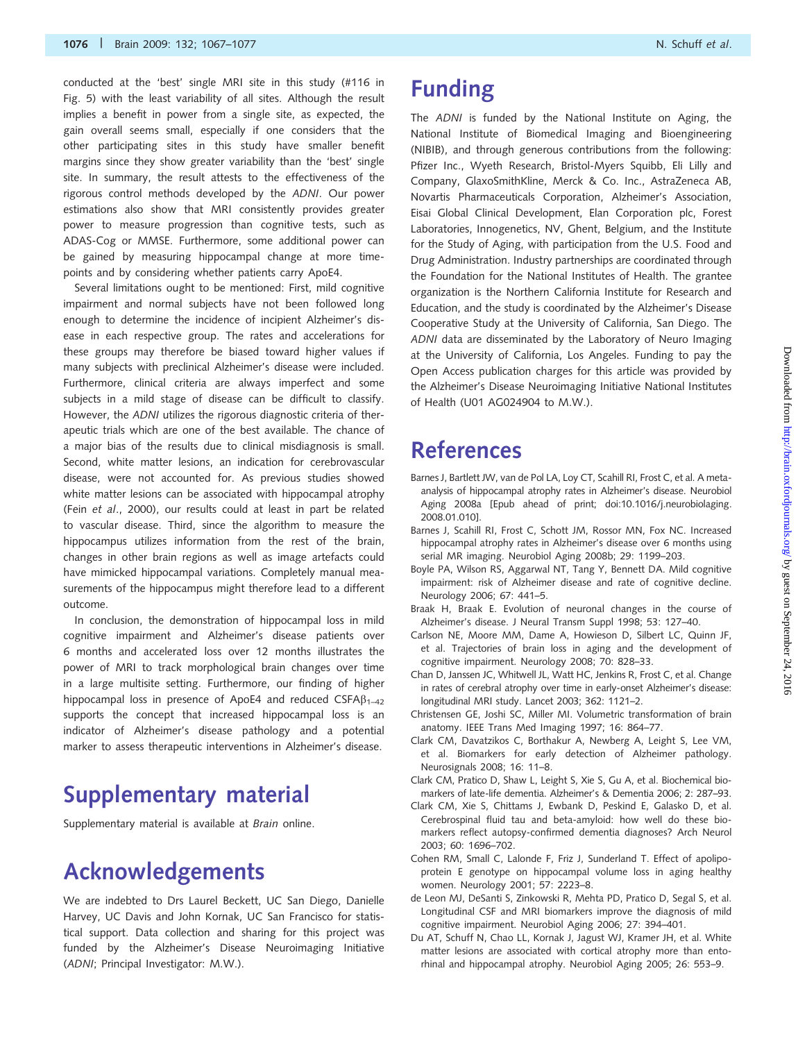conducted at the 'best' single MRI site in this study (#116 in Fig. 5) with the least variability of all sites. Although the result implies a benefit in power from a single site, as expected, the gain overall seems small, especially if one considers that the other participating sites in this study have smaller benefit margins since they show greater variability than the 'best' single site. In summary, the result attests to the effectiveness of the rigorous control methods developed by the *ADNI*. Our power estimations also show that MRI consistently provides greater power to measure progression than cognitive tests, such as ADAS-Cog or MMSE. Furthermore, some additional power can be gained by measuring hippocampal change at more timepoints and by considering whether patients carry ApoE4.

Several limitations ought to be mentioned: First, mild cognitive impairment and normal subjects have not been followed long enough to determine the incidence of incipient Alzheimer's disease in each respective group. The rates and accelerations for these groups may therefore be biased toward higher values if many subjects with preclinical Alzheimer's disease were included. Furthermore, clinical criteria are always imperfect and some subjects in a mild stage of disease can be difficult to classify. However, the *ADNI* utilizes the rigorous diagnostic criteria of therapeutic trials which are one of the best available. The chance of a major bias of the results due to clinical misdiagnosis is small. Second, white matter lesions, an indication for cerebrovascular disease, were not accounted for. As previous studies showed white matter lesions can be associated with hippocampal atrophy (Fein *et al*., 2000), our results could at least in part be related to vascular disease. Third, since the algorithm to measure the hippocampus utilizes information from the rest of the brain, changes in other brain regions as well as image artefacts could have mimicked hippocampal variations. Completely manual measurements of the hippocampus might therefore lead to a different outcome.

In conclusion, the demonstration of hippocampal loss in mild cognitive impairment and Alzheimer's disease patients over 6 months and accelerated loss over 12 months illustrates the power of MRI to track morphological brain changes over time in a large multisite setting. Furthermore, our finding of higher hippocampal loss in presence of ApoE4 and reduced CSFA$\beta_{1-42}$ supports the concept that increased hippocampal loss is an indicator of Alzheimer's disease pathology and a potential marker to assess therapeutic interventions in Alzheimer's disease.

# Supplementary material

Supplementary material is available at *Brain* online.

# Acknowledgements

We are indebted to Drs Laurel Beckett, UC San Diego, Danielle Harvey, UC Davis and John Kornak, UC San Francisco for statistical support. Data collection and sharing for this project was funded by the Alzheimer's Disease Neuroimaging Initiative (*ADNI*; Principal Investigator: M.W.).

# Funding

The *ADNI* is funded by the National Institute on Aging, the National Institute of Biomedical Imaging and Bioengineering (NIBIB), and through generous contributions from the following: Pfizer Inc., Wyeth Research, Bristol-Myers Squibb, Eli Lilly and Company, GlaxoSmithKline, Merck & Co. Inc., AstraZeneca AB, Novartis Pharmaceuticals Corporation, Alzheimer's Association, Eisai Global Clinical Development, Elan Corporation plc, Forest Laboratories, Innogenetics, NV, Ghent, Belgium, and the Institute for the Study of Aging, with participation from the U.S. Food and Drug Administration. Industry partnerships are coordinated through the Foundation for the National Institutes of Health. The grantee organization is the Northern California Institute for Research and Education, and the study is coordinated by the Alzheimer's Disease Cooperative Study at the University of California, San Diego. The *ADNI* data are disseminated by the Laboratory of Neuro Imaging at the University of California, Los Angeles. Funding to pay the Open Access publication charges for this article was provided by the Alzheimer's Disease Neuroimaging Initiative National Institutes of Health (U01 AG024904 to M.W.).

# References

Barnes J, Bartlett JW, van de Pol LA, Loy CT, Scahill RI, Frost C, et al. A meta-analysis of hippocampal atrophy rates in Alzheimer's disease. Neurobiol Aging 2008a [Epub ahead of print; doi:10.1016/j.neurobiolaging.2008.01.010].

Barnes J, Scahill RI, Frost C, Schott JM, Rossor MN, Fox NC. Increased hippocampal atrophy rates in Alzheimer's disease over 6 months using serial MR imaging. Neurobiol Aging 2008b; 29: 1199–203.

Boyle PA, Wilson RS, Aggarwal NT, Tang Y, Bennett DA. Mild cognitive impairment: risk of Alzheimer disease and rate of cognitive decline. Neurology 2006; 67: 441–5.

Braak H, Braak E. Evolution of neuronal changes in the course of Alzheimer's disease. J Neural Transm Suppl 1998; 53: 127–40.

Carlson NE, Moore MM, Dame A, Howieson D, Silbert LC, Quinn JF, et al. Trajectories of brain loss in aging and the development of cognitive impairment. Neurology 2008; 70: 828–33.

Chan D, Janssen JC, Whitwell JL, Watt HC, Jenkins R, Frost C, et al. Change in rates of cerebral atrophy over time in early-onset Alzheimer's disease: longitudinal MRI study. Lancet 2003; 362: 1121–2.

Christensen GE, Joshi SC, Miller MI. Volumetric transformation of brain anatomy. IEEE Trans Med Imaging 1997; 16: 864–77.

Clark CM, Davatzikos C, Borthakur A, Newberg A, Leight S, Lee VM, et al. Biomarkers for early detection of Alzheimer pathology. Neurosignals 2008; 16: 11–8.

Clark CM, Pratico D, Shaw L, Leight S, Xie S, Gu A, et al. Biochemical biomarkers of late-life dementia. Alzheimer's & Dementia 2006; 2: 287–93.

Clark CM, Xie S, Chittams J, Ewbank D, Peskind E, Galasko D, et al. Cerebrospinal fluid tau and beta-amyloid: how well do these biomarkers reflect autopsy-confirmed dementia diagnoses? Arch Neurol 2003; 60: 1696–702.

Cohen RM, Small C, Lalonde F, Friz J, Sunderland T. Effect of apolipoprotein E genotype on hippocampal volume loss in aging healthy women. Neurology 2001; 57: 2223–8.

de Leon MJ, DeSanti S, Zinkowski R, Mehta PD, Pratico D, Segal S, et al. Longitudinal CSF and MRI biomarkers improve the diagnosis of mild cognitive impairment. Neurobiol Aging 2006; 27: 394–401.

Du AT, Schuff N, Chao LL, Kornak J, Jagust WJ, Kramer JH, et al. White matter lesions are associated with cortical atrophy more than entorhinal and hippocampal atrophy. Neurobiol Aging 2005; 26: 553–9.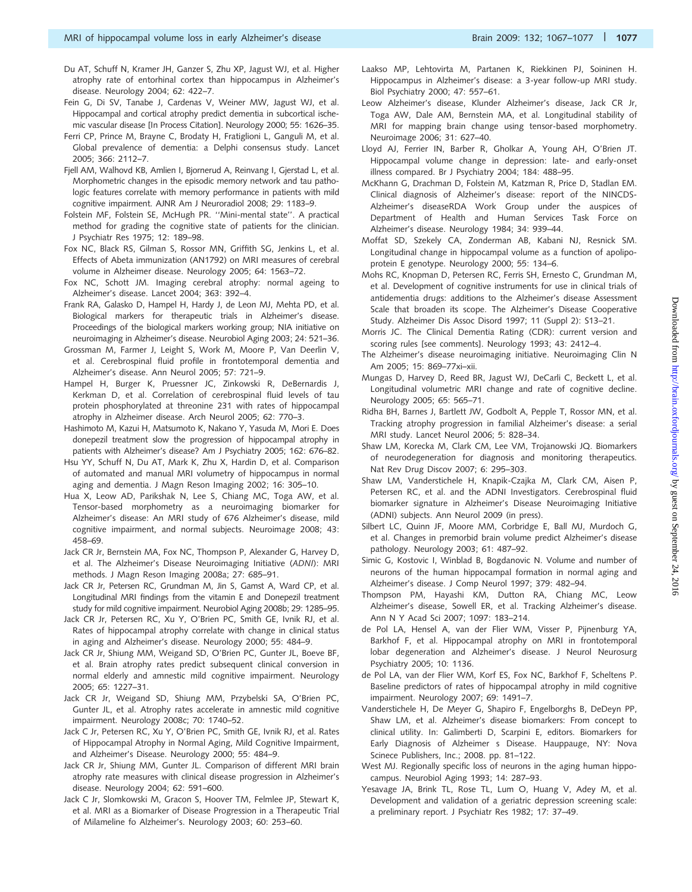Du AT, Schuff N, Kramer JH, Ganzer S, Zhu XP, Jagust WJ, et al. Higher atrophy rate of entorhinal cortex than hippocampus in Alzheimer's disease. Neurology 2004; 62: 422–7.

Fein G, Di SV, Tanabe J, Cardenas V, Weiner MW, Jagust WJ, et al. Hippocampal and cortical atrophy predict dementia in subcortical ischemic vascular disease [In Process Citation]. Neurology 2000; 55: 1626–35.

Ferri CP, Prince M, Brayne C, Brodaty H, Fratiglioni L, Ganguli M, et al. Global prevalence of dementia: a Delphi consensus study. Lancet 2005; 366: 2112–7.

Fjell AM, Walhovd KB, Amlien I, Bjornerud A, Reinvang I, Gjerstad L, et al. Morphometric changes in the episodic memory network and tau pathologic features correlate with memory performance in patients with mild cognitive impairment. AJNR Am J Neuroradiol 2008; 29: 1183–9.

Folstein MF, Folstein SE, McHugh PR. ''Mini-mental state''. A practical method for grading the cognitive state of patients for the clinician. J Psychiatr Res 1975; 12: 189–98.

Fox NC, Black RS, Gilman S, Rossor MN, Griffith SG, Jenkins L, et al. Effects of Abeta immunization (AN1792) on MRI measures of cerebral volume in Alzheimer disease. Neurology 2005; 64: 1563–72.

Fox NC, Schott JM. Imaging cerebral atrophy: normal ageing to Alzheimer's disease. Lancet 2004; 363: 392–4.

Frank RA, Galasko D, Hampel H, Hardy J, de Leon MJ, Mehta PD, et al. Biological markers for therapeutic trials in Alzheimer's disease. Proceedings of the biological markers working group; NIA initiative on neuroimaging in Alzheimer's disease. Neurobiol Aging 2003; 24: 521–36.

Grossman M, Farmer J, Leight S, Work M, Moore P, Van Deerlin V, et al. Cerebrospinal fluid profile in frontotemporal dementia and Alzheimer's disease. Ann Neurol 2005; 57: 721–9.

Hampel H, Burger K, Pruessner JC, Zinkowski R, DeBernardis J, Kerkman D, et al. Correlation of cerebrospinal fluid levels of tau protein phosphorylated at threonine 231 with rates of hippocampal atrophy in Alzheimer disease. Arch Neurol 2005; 62: 770–3.

Hashimoto M, Kazui H, Matsumoto K, Nakano Y, Yasuda M, Mori E. Does donepezil treatment slow the progression of hippocampal atrophy in patients with Alzheimer's disease? Am J Psychiatry 2005; 162: 676–82.

Hsu YY, Schuff N, Du AT, Mark K, Zhu X, Hardin D, et al. Comparison of automated and manual MRI volumetry of hippocampus in normal aging and dementia. J Magn Reson Imaging 2002; 16: 305–10.

Hua X, Leow AD, Parikshak N, Lee S, Chiang MC, Toga AW, et al. Tensor-based morphometry as a neuroimaging biomarker for Alzheimer's disease: An MRI study of 676 Alzheimer's disease, mild cognitive impairment, and normal subjects. Neuroimage 2008; 43: 458–69.

Jack CR Jr, Bernstein MA, Fox NC, Thompson P, Alexander G, Harvey D, et al. The Alzheimer's Disease Neuroimaging Initiative (*ADNI*): MRI methods. J Magn Reson Imaging 2008a; 27: 685–91.

Jack CR Jr, Petersen RC, Grundman M, Jin S, Gamst A, Ward CP, et al. Longitudinal MRI findings from the vitamin E and Donepezil treatment study for mild cognitive impairment. Neurobiol Aging 2008b; 29: 1285–95.

Jack CR Jr, Petersen RC, Xu Y, O'Brien PC, Smith GE, Ivnik RJ, et al. Rates of hippocampal atrophy correlate with change in clinical status in aging and Alzheimer's disease. Neurology 2000; 55: 484–9.

Jack CR Jr, Shiung MM, Weigand SD, O'Brien PC, Gunter JL, Boeve BF, et al. Brain atrophy rates predict subsequent clinical conversion in normal elderly and amnestic mild cognitive impairment. Neurology 2005; 65: 1227–31.

Jack CR Jr, Weigand SD, Shiung MM, Przybelski SA, O'Brien PC, Gunter JL, et al. Atrophy rates accelerate in amnestic mild cognitive impairment. Neurology 2008c; 70: 1740–52.

Jack C Jr, Petersen RC, Xu Y, O'Brien PC, Smith GE, Ivnik RJ, et al. Rates of Hippocampal Atrophy in Normal Aging, Mild Cognitive Impairment, and Alzheimer's Disease. Neurology 2000; 55: 484–9.

Jack CR Jr, Shiung MM, Gunter JL. Comparison of different MRI brain atrophy rate measures with clinical disease progression in Alzheimer's disease. Neurology 2004; 62: 591–600.

Jack C Jr, Slomkowski M, Gracon S, Hoover TM, Felmlee JP, Stewart K, et al. MRI as a Biomarker of Disease Progression in a Therapeutic Trial of Milameline fo Alzheimer's. Neurology 2003; 60: 253–60.

Laakso MP, Lehtovirta M, Partanen K, Riekkinen PJ, Soininen H. Hippocampus in Alzheimer's disease: a 3-year follow-up MRI study. Biol Psychiatry 2000; 47: 557–61.

Leow Alzheimer's disease, Klunder Alzheimer's disease, Jack CR Jr, Toga AW, Dale AM, Bernstein MA, et al. Longitudinal stability of MRI for mapping brain change using tensor-based morphometry. Neuroimage 2006; 31: 627–40.

Lloyd AJ, Ferrier IN, Barber R, Gholkar A, Young AH, O'Brien JT. Hippocampal volume change in depression: late- and early-onset illness compared. Br J Psychiatry 2004; 184: 488–95.

McKhann G, Drachman D, Folstein M, Katzman R, Price D, Stadlan EM. Clinical diagnosis of Alzheimer's disease: report of the NINCDS-Alzheimer's diseaseRDA Work Group under the auspices of Department of Health and Human Services Task Force on Alzheimer's disease. Neurology 1984; 34: 939–44.

Moffat SD, Szekely CA, Zonderman AB, Kabani NJ, Resnick SM. Longitudinal change in hippocampal volume as a function of apolipoprotein E genotype. Neurology 2000; 55: 134–6.

Mohs RC, Knopman D, Petersen RC, Ferris SH, Ernesto C, Grundman M, et al. Development of cognitive instruments for use in clinical trials of antidementia drugs: additions to the Alzheimer's disease Assessment Scale that broaden its scope. The Alzheimer's Disease Cooperative Study. Alzheimer Dis Assoc Disord 1997; 11 (Suppl 2): S13–21.

Morris JC. The Clinical Dementia Rating (CDR): current version and scoring rules [see comments]. Neurology 1993; 43: 2412–4.

The Alzheimer's disease neuroimaging initiative. Neuroimaging Clin N Am 2005; 15: 869–77xi–xii.

Mungas D, Harvey D, Reed BR, Jagust WJ, DeCarli C, Beckett L, et al. Longitudinal volumetric MRI change and rate of cognitive decline. Neurology 2005; 65: 565–71.

Ridha BH, Barnes J, Bartlett JW, Godbolt A, Pepple T, Rossor MN, et al. Tracking atrophy progression in familial Alzheimer's disease: a serial MRI study. Lancet Neurol 2006; 5: 828–34.

Shaw LM, Korecka M, Clark CM, Lee VM, Trojanowski JQ. Biomarkers of neurodegeneration for diagnosis and monitoring therapeutics. Nat Rev Drug Discov 2007; 6: 295–303.

Shaw LM, Vanderstichele H, Knapik-Czajka M, Clark CM, Aisen P, Petersen RC, et al. and the ADNI Investigators. Cerebrospinal fluid biomarker signature in Alzheimer's Disease Neuroimaging Initiative (ADNI) subjects. Ann Neurol 2009 (in press).

Silbert LC, Quinn JF, Moore MM, Corbridge E, Ball MJ, Murdoch G, et al. Changes in premorbid brain volume predict Alzheimer's disease pathology. Neurology 2003; 61: 487–92.

Simic G, Kostovic I, Winblad B, Bogdanovic N. Volume and number of neurons of the human hippocampal formation in normal aging and Alzheimer's disease. J Comp Neurol 1997; 379: 482–94.

Thompson PM, Hayashi KM, Dutton RA, Chiang MC, Leow Alzheimer's disease, Sowell ER, et al. Tracking Alzheimer's disease. Ann N Y Acad Sci 2007; 1097: 183–214.

de Pol LA, Hensel A, van der Flier WM, Visser P, Pijnenburg YA, Barkhof F, et al. Hippocampal atrophy on MRI in frontotemporal lobar degeneration and Alzheimer's disease. J Neurol Neurosurg Psychiatry 2005; 10: 1136.

de Pol LA, van der Flier WM, Korf ES, Fox NC, Barkhof F, Scheltens P. Baseline predictors of rates of hippocampal atrophy in mild cognitive impairment. Neurology 2007; 69: 1491–7.

Vanderstichele H, De Meyer G, Shapiro F, Engelborghs B, DeDeyn PP, Shaw LM, et al. Alzheimer's disease biomarkers: From concept to clinical utility. In: Galimberti D, Scarpini E, editors. Biomarkers for Early Diagnosis of Alzheimer s Disease. Hauppauge, NY: Nova Scinece Publishers, Inc.; 2008. pp. 81–122.

West MJ. Regionally specific loss of neurons in the aging human hippocampus. Neurobiol Aging 1993; 14: 287–93.

Yesavage JA, Brink TL, Rose TL, Lum O, Huang V, Adey M, et al. Development and validation of a geriatric depression screening scale: a preliminary report. J Psychiatr Res 1982; 17: 37–49.